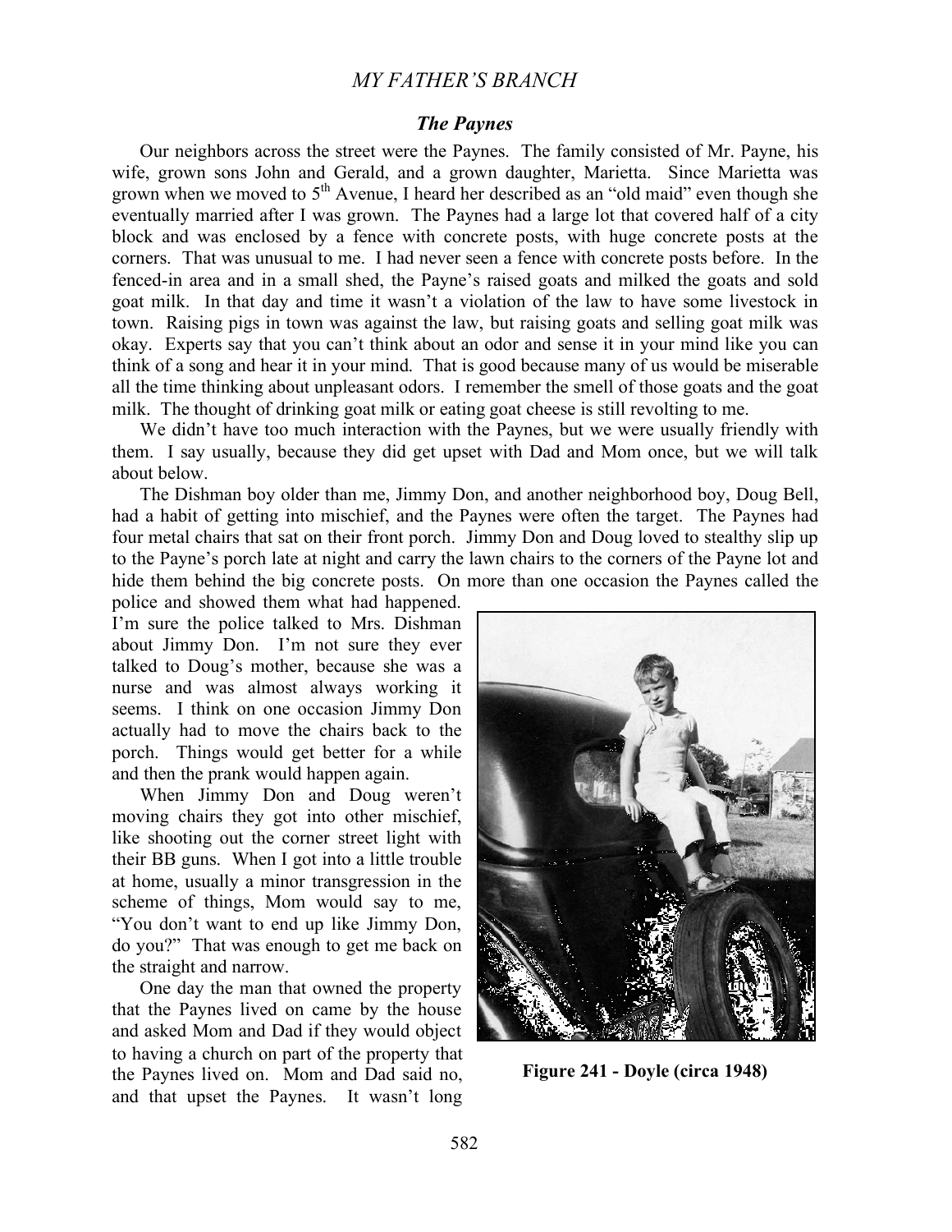### *The Paynes*

Our neighbors across the street were the Paynes. The family consisted of Mr. Payne, his wife, grown sons John and Gerald, and a grown daughter, Marietta. Since Marietta was grown when we moved to 5th Avenue, I heard her described as an "old maid" even though she eventually married after I was grown. The Paynes had a large lot that covered half of a city block and was enclosed by a fence with concrete posts, with huge concrete posts at the corners. That was unusual to me. I had never seen a fence with concrete posts before. In the fenced-in area and in a small shed, the Payne's raised goats and milked the goats and sold goat milk. In that day and time it wasn't a violation of the law to have some livestock in town. Raising pigs in town was against the law, but raising goats and selling goat milk was okay. Experts say that you can't think about an odor and sense it in your mind like you can think of a song and hear it in your mind. That is good because many of us would be miserable all the time thinking about unpleasant odors. I remember the smell of those goats and the goat milk. The thought of drinking goat milk or eating goat cheese is still revolting to me.

We didn't have too much interaction with the Paynes, but we were usually friendly with them. I say usually, because they did get upset with Dad and Mom once, but we will talk about below.

The Dishman boy older than me, Jimmy Don, and another neighborhood boy, Doug Bell, had a habit of getting into mischief, and the Paynes were often the target. The Paynes had four metal chairs that sat on their front porch. Jimmy Don and Doug loved to stealthy slip up to the Payne's porch late at night and carry the lawn chairs to the corners of the Payne lot and hide them behind the big concrete posts. On more than one occasion the Paynes called the police and showed them what had happened. I'm sure the police talked to Mrs. Dishman about Jimmy Don. I'm not sure they ever talked to Doug's mother, because she was a nurse and was almost always working it seems. I think on one occasion Jimmy Don actually had to move the chairs back to the porch. Things would get better for a while and then the prank would happen again.

When Jimmy Don and Doug weren't moving chairs they got into other mischief, like shooting out the corner street light with their BB guns. When I got into a little trouble at home, usually a minor transgression in the scheme of things, Mom would say to me, "You don't want to end up like Jimmy Don, do you?" That was enough to get me back on the straight and narrow.

**Figure 241 - Doyle (circa 1948)**

One day the man that owned the property that the Paynes lived on came by the house and asked Mom and Dad if they would object to having a church on part of the property that the Paynes lived on. Mom and Dad said no, and that upset the Paynes. It wasn't long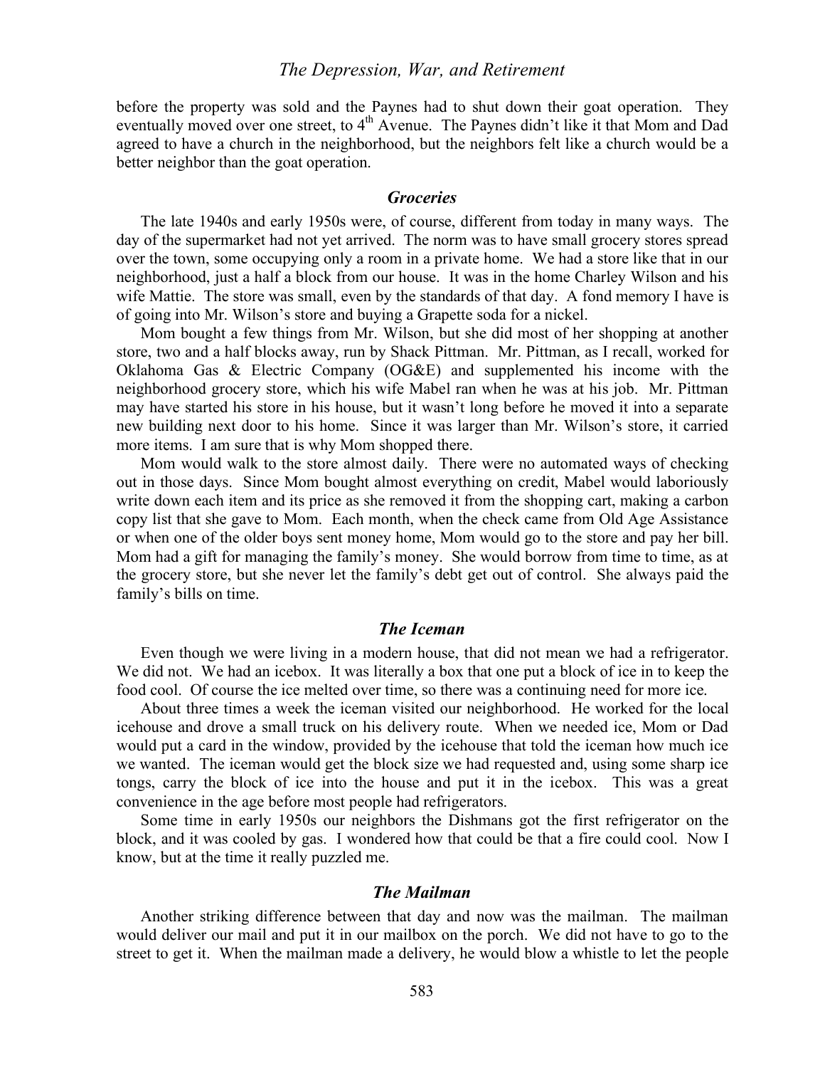before the property was sold and the Paynes had to shut down their goat operation. They eventually moved over one street, to 4th Avenue. The Paynes didn't like it that Mom and Dad agreed to have a church in the neighborhood, but the neighbors felt like a church would be a better neighbor than the goat operation.

### *Groceries*

The late 1940s and early 1950s were, of course, different from today in many ways. The day of the supermarket had not yet arrived. The norm was to have small grocery stores spread over the town, some occupying only a room in a private home. We had a store like that in our neighborhood, just a half a block from our house. It was in the home Charley Wilson and his wife Mattie. The store was small, even by the standards of that day. A fond memory I have is of going into Mr. Wilson's store and buying a Grapette soda for a nickel.

Mom bought a few things from Mr. Wilson, but she did most of her shopping at another store, two and a half blocks away, run by Shack Pittman. Mr. Pittman, as I recall, worked for Oklahoma Gas & Electric Company (OG&E) and supplemented his income with the neighborhood grocery store, which his wife Mabel ran when he was at his job. Mr. Pittman may have started his store in his house, but it wasn't long before he moved it into a separate new building next door to his home. Since it was larger than Mr. Wilson's store, it carried more items. I am sure that is why Mom shopped there.

Mom would walk to the store almost daily. There were no automated ways of checking out in those days. Since Mom bought almost everything on credit, Mabel would laboriously write down each item and its price as she removed it from the shopping cart, making a carbon copy list that she gave to Mom. Each month, when the check came from Old Age Assistance or when one of the older boys sent money home, Mom would go to the store and pay her bill. Mom had a gift for managing the family's money. She would borrow from time to time, as at the grocery store, but she never let the family's debt get out of control. She always paid the family's bills on time.

### *The Iceman*

Even though we were living in a modern house, that did not mean we had a refrigerator. We did not. We had an icebox. It was literally a box that one put a block of ice in to keep the food cool. Of course the ice melted over time, so there was a continuing need for more ice.

About three times a week the iceman visited our neighborhood. He worked for the local icehouse and drove a small truck on his delivery route. When we needed ice, Mom or Dad would put a card in the window, provided by the icehouse that told the iceman how much ice we wanted. The iceman would get the block size we had requested and, using some sharp ice tongs, carry the block of ice into the house and put it in the icebox. This was a great convenience in the age before most people had refrigerators.

Some time in early 1950s our neighbors the Dishmans got the first refrigerator on the block, and it was cooled by gas. I wondered how that could be that a fire could cool. Now I know, but at the time it really puzzled me.

### *The Mailman*

Another striking difference between that day and now was the mailman. The mailman would deliver our mail and put it in our mailbox on the porch. We did not have to go to the street to get it. When the mailman made a delivery, he would blow a whistle to let the people